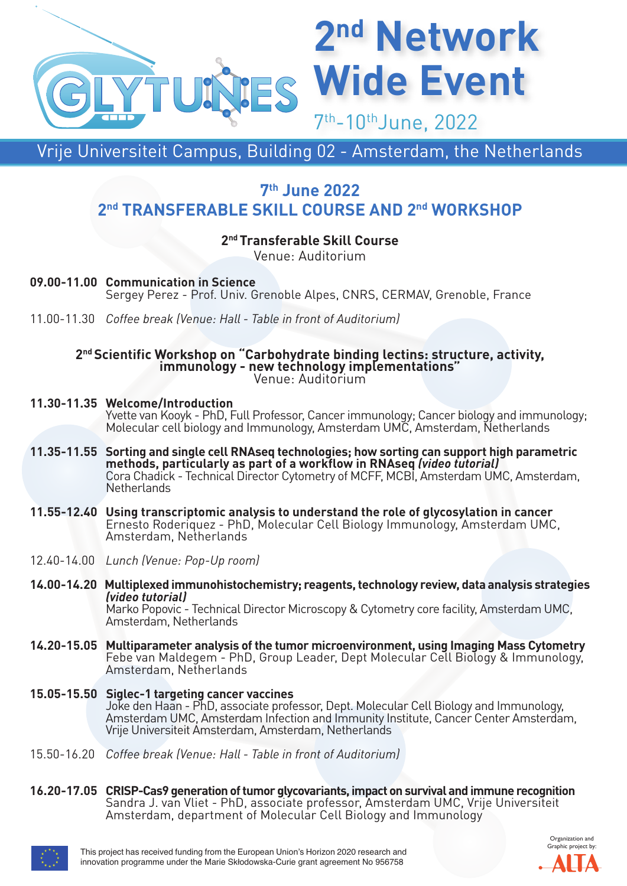# GLYTUNES 2nd Network Wide Event

7th-10th June, 2022

Vrije Universiteit Campus, Building 02 - Amsterdam, the Netherlands

## 7th June 2022

## 2nd TRANSFERABLE SKILL COURSE AND 2nd WORKSHOP

### 2nd Transferable Skill Course

Venue: Auditorium

**09.00-11.00 Communication in Science**
Sergey Perez - Prof. Univ. Grenoble Alpes, CNRS, CERMAV, Grenoble, France

11.00-11.30 *Coffee break (Venue: Hall - Table in front of Auditorium)*

### 2nd Scientific Workshop on "Carbohydrate binding lectins: structure, activity, immunology - new technology implementations"

Venue: Auditorium

**11.30-11.35 Welcome/Introduction**
Yvette van Kooyk - PhD, Full Professor, Cancer immunology; Cancer biology and immunology; Molecular cell biology and Immunology, Amsterdam UMC, Amsterdam, Netherlands

**11.35-11.55 Sorting and single cell RNAseq technologies; how sorting can support high parametric methods, particularly as part of a workflow in RNAseq *(video tutorial)***
Cora Chadick - Technical Director Cytometry of MCFF, MCBI, Amsterdam UMC, Amsterdam, Netherlands

**11.55-12.40 Using transcriptomic analysis to understand the role of glycosylation in cancer**
Ernesto Roderiquez - PhD, Molecular Cell Biology Immunology, Amsterdam UMC, Amsterdam, Netherlands

12.40-14.00 *Lunch (Venue: Pop-Up room)*

**14.00-14.20 Multiplexed immunohistochemistry; reagents, technology review, data analysis strategies *(video tutorial)***
Marko Popovic - Technical Director Microscopy & Cytometry core facility, Amsterdam UMC, Amsterdam, Netherlands

**14.20-15.05 Multiparameter analysis of the tumor microenvironment, using Imaging Mass Cytometry**
Febe van Maldegem - PhD, Group Leader, Dept Molecular Cell Biology & Immunology, Amsterdam, Netherlands

**15.05-15.50 Siglec-1 targeting cancer vaccines**
Joke den Haan - PhD, associate professor, Dept. Molecular Cell Biology and Immunology, Amsterdam UMC, Amsterdam Infection and Immunity Institute, Cancer Center Amsterdam, Vrije Universiteit Amsterdam, Amsterdam, Netherlands

15.50-16.20 *Coffee break (Venue: Hall - Table in front of Auditorium)*

**16.20-17.05 CRISP-Cas9 generation of tumor glycovariants, impact on survival and immune recognition**
Sandra J. van Vliet - PhD, associate professor, Amsterdam UMC, Vrije Universiteit Amsterdam, department of Molecular Cell Biology and Immunology

This project has received funding from the European Union's Horizon 2020 research and innovation programme under the Marie Skłodowska-Curie grant agreement No 956758

Organization and Graphic project by: ALTA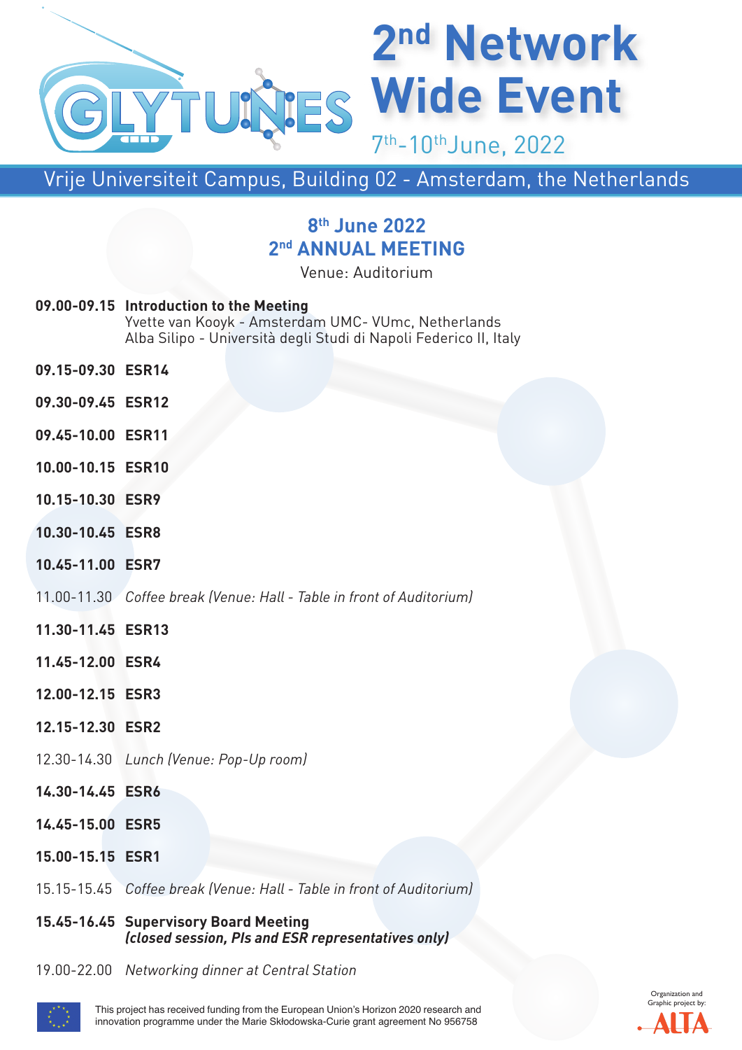# 2nd Network Wide Event

GLYTUNES

7th-10th June, 2022

Vrije Universiteit Campus, Building 02 - Amsterdam, the Netherlands

## 8th June 2022
## 2nd ANNUAL MEETING

Venue: Auditorium

**09.00-09.15** **Introduction to the Meeting**
Yvette van Kooyk - Amsterdam UMC- VUmc, Netherlands
Alba Silipo - Università degli Studi di Napoli Federico II, Italy

**09.15-09.30** **ESR14**

**09.30-09.45** **ESR12**

**09.45-10.00** **ESR11**

**10.00-10.15** **ESR10**

**10.15-10.30** **ESR9**

**10.30-10.45** **ESR8**

**10.45-11.00** **ESR7**

11.00-11.30 *Coffee break (Venue: Hall - Table in front of Auditorium)*

**11.30-11.45** **ESR13**

**11.45-12.00** **ESR4**

**12.00-12.15** **ESR3**

**12.15-12.30** **ESR2**

12.30-14.30 *Lunch (Venue: Pop-Up room)*

**14.30-14.45** **ESR6**

**14.45-15.00** **ESR5**

**15.00-15.15** **ESR1**

15.15-15.45 *Coffee break (Venue: Hall - Table in front of Auditorium)*

**15.45-16.45** **Supervisory Board Meeting**
***(closed session, PIs and ESR representatives only)***

19.00-22.00 *Networking dinner at Central Station*

This project has received funding from the European Union's Horizon 2020 research and innovation programme under the Marie Skłodowska-Curie grant agreement No 956758

Organization and Graphic project by: ALTA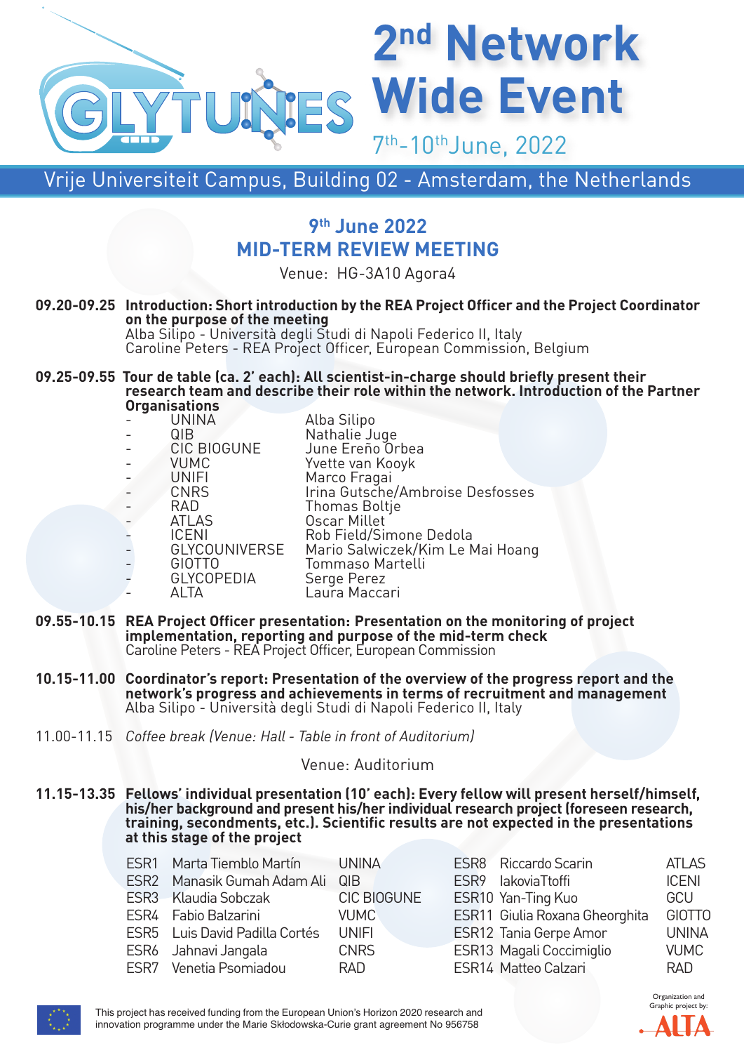# 2nd Network Wide Event

7th-10th June, 2022

Vrije Universiteit Campus, Building 02 - Amsterdam, the Netherlands

## 9th June 2022
## MID-TERM REVIEW MEETING

Venue: HG-3A10 Agora4

**09.20-09.25 Introduction: Short introduction by the REA Project Officer and the Project Coordinator on the purpose of the meeting**
Alba Silipo - Università degli Studi di Napoli Federico II, Italy
Caroline Peters - REA Project Officer, European Commission, Belgium

**09.25-09.55 Tour de table (ca. 2' each): All scientist-in-charge should briefly present their research team and describe their role within the network. Introduction of the Partner Organisations**

- UNINA — Alba Silipo
- QIB — Nathalie Juge
- CIC BIOGUNE — June Ereño Orbea
- VUMC — Yvette van Kooyk
- UNIFI — Marco Fragai
- CNRS — Irina Gutsche/Ambroise Desfosses
- RAD — Thomas Boltje
- ATLAS — Oscar Millet
- ICENI — Rob Field/Simone Dedola
- GLYCOUNIVERSE — Mario Salwiczek/Kim Le Mai Hoang
- GIOTTO — Tommaso Martelli
- GLYCOPEDIA — Serge Perez
- ALTA — Laura Maccari

**09.55-10.15 REA Project Officer presentation: Presentation on the monitoring of project implementation, reporting and purpose of the mid-term check**
Caroline Peters - REA Project Officer, European Commission

**10.15-11.00 Coordinator's report: Presentation of the overview of the progress report and the network's progress and achievements in terms of recruitment and management**
Alba Silipo - Università degli Studi di Napoli Federico II, Italy

11.00-11.15 *Coffee break (Venue: Hall - Table in front of Auditorium)*

Venue: Auditorium

**11.15-13.35 Fellows' individual presentation (10' each): Every fellow will present herself/himself, his/her background and present his/her individual research project (foreseen research, training, secondments, etc.). Scientific results are not expected in the presentations at this stage of the project**

| | | | | | |
|---|---|---|---|---|---|
| ESR1 | Marta Tiemblo Martín | UNINA | ESR8 | Riccardo Scarin | ATLAS |
| ESR2 | Manasik Gumah Adam Ali | QIB | ESR9 | IakoviaTtoffi | ICENI |
| ESR3 | Klaudia Sobczak | CIC BIOGUNE | ESR10 | Yan-Ting Kuo | GCU |
| ESR4 | Fabio Balzarini | VUMC | ESR11 | Giulia Roxana Gheorghita | GIOTTO |
| ESR5 | Luis David Padilla Cortés | UNIFI | ESR12 | Tania Gerpe Amor | UNINA |
| ESR6 | Jahnavi Jangala | CNRS | ESR13 | Magali Coccimiglio | VUMC |
| ESR7 | Venetia Psomiadou | RAD | ESR14 | Matteo Calzari | RAD |

This project has received funding from the European Union's Horizon 2020 research and innovation programme under the Marie Skłodowska-Curie grant agreement No 956758

Organization and Graphic project by: ALTA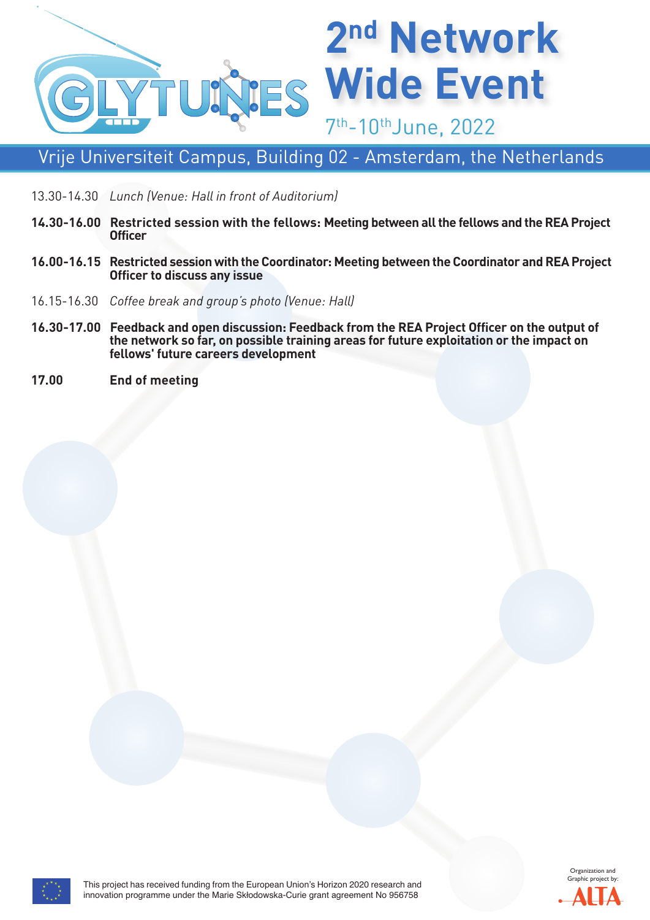# 2nd Network Wide Event

7th-10th June, 2022

Vrije Universiteit Campus, Building 02 - Amsterdam, the Netherlands

13.30-14.30 *Lunch (Venue: Hall in front of Auditorium)*

**14.30-16.00 Restricted session with the fellows: Meeting between all the fellows and the REA Project Officer**

**16.00-16.15 Restricted session with the Coordinator: Meeting between the Coordinator and REA Project Officer to discuss any issue**

16.15-16.30 *Coffee break and group's photo (Venue: Hall)*

**16.30-17.00 Feedback and open discussion: Feedback from the REA Project Officer on the output of the network so far, on possible training areas for future exploitation or the impact on fellows' future careers development**

**17.00 End of meeting**

This project has received funding from the European Union's Horizon 2020 research and innovation programme under the Marie Skłodowska-Curie grant agreement No 956758

Organization and Graphic project by: ALTA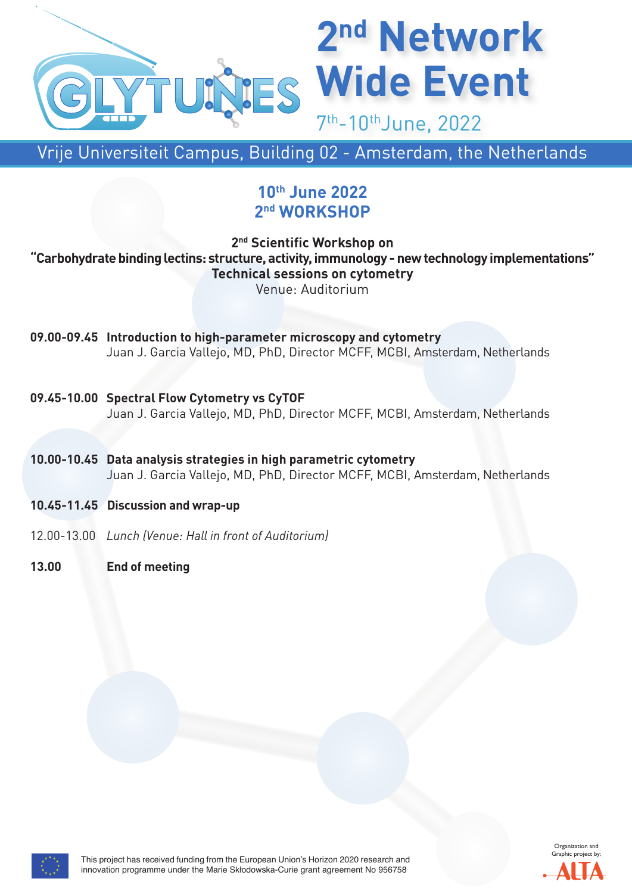# GLYTUNES 2nd Network Wide Event

7th-10th June, 2022

Vrije Universiteit Campus, Building 02 - Amsterdam, the Netherlands

## 10th June 2022
## 2nd WORKSHOP

**2nd Scientific Workshop on**
**"Carbohydrate binding lectins: structure, activity, immunology - new technology implementations"**
**Technical sessions on cytometry**
Venue: Auditorium

**09.00-09.45 Introduction to high-parameter microscopy and cytometry**
Juan J. Garcia Vallejo, MD, PhD, Director MCFF, MCBI, Amsterdam, Netherlands

**09.45-10.00 Spectral Flow Cytometry vs CyTOF**
Juan J. Garcia Vallejo, MD, PhD, Director MCFF, MCBI, Amsterdam, Netherlands

**10.00-10.45 Data analysis strategies in high parametric cytometry**
Juan J. Garcia Vallejo, MD, PhD, Director MCFF, MCBI, Amsterdam, Netherlands

**10.45-11.45 Discussion and wrap-up**

12.00-13.00 *Lunch (Venue: Hall in front of Auditorium)*

**13.00 End of meeting**

This project has received funding from the European Union's Horizon 2020 research and innovation programme under the Marie Skłodowska-Curie grant agreement No 956758

Organization and Graphic project by: ALTA